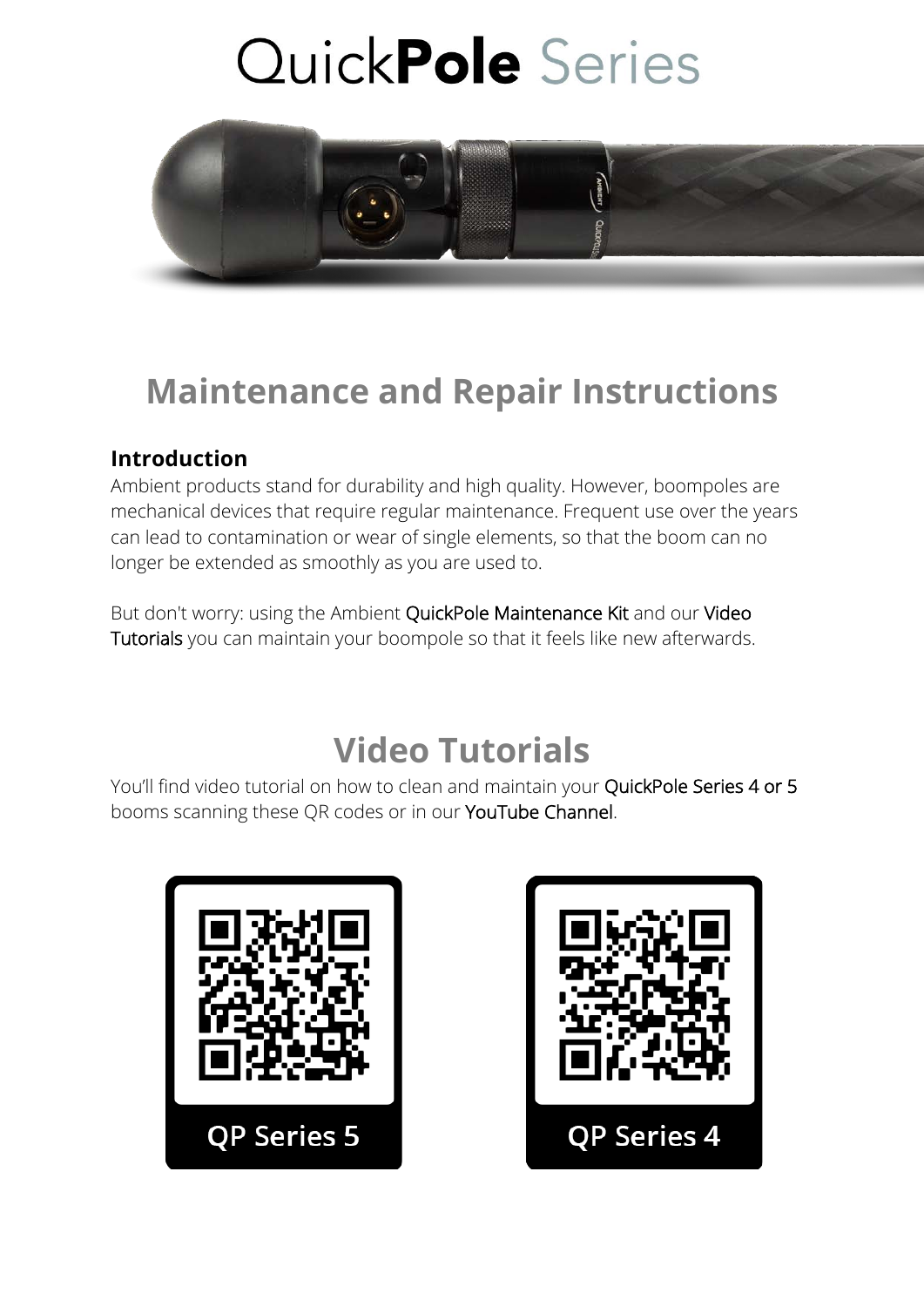# QuickPole Series

## Maintenance and Repair Instructions

**Introduction**

Ambient products stand for durability and high quality. However, boompoles are mechanical devices that require regular maintenance. Frequent use over the years can lead to contamination or wear of single elements, so that the boom can no longer be extended as smoothly as you are used to.

But don't worry: using the Ambient QuickPole Maintenance Kit and our Video Tutorials you can maintain your boompole so that it feels like new afterwards.

## Video Tutorials

You'll find video tutorial on how to clean and maintain your QuickPole Series 4 or 5 booms scanning these QR codes or in our YouTube Channel.

QP Series 5

QP Series 4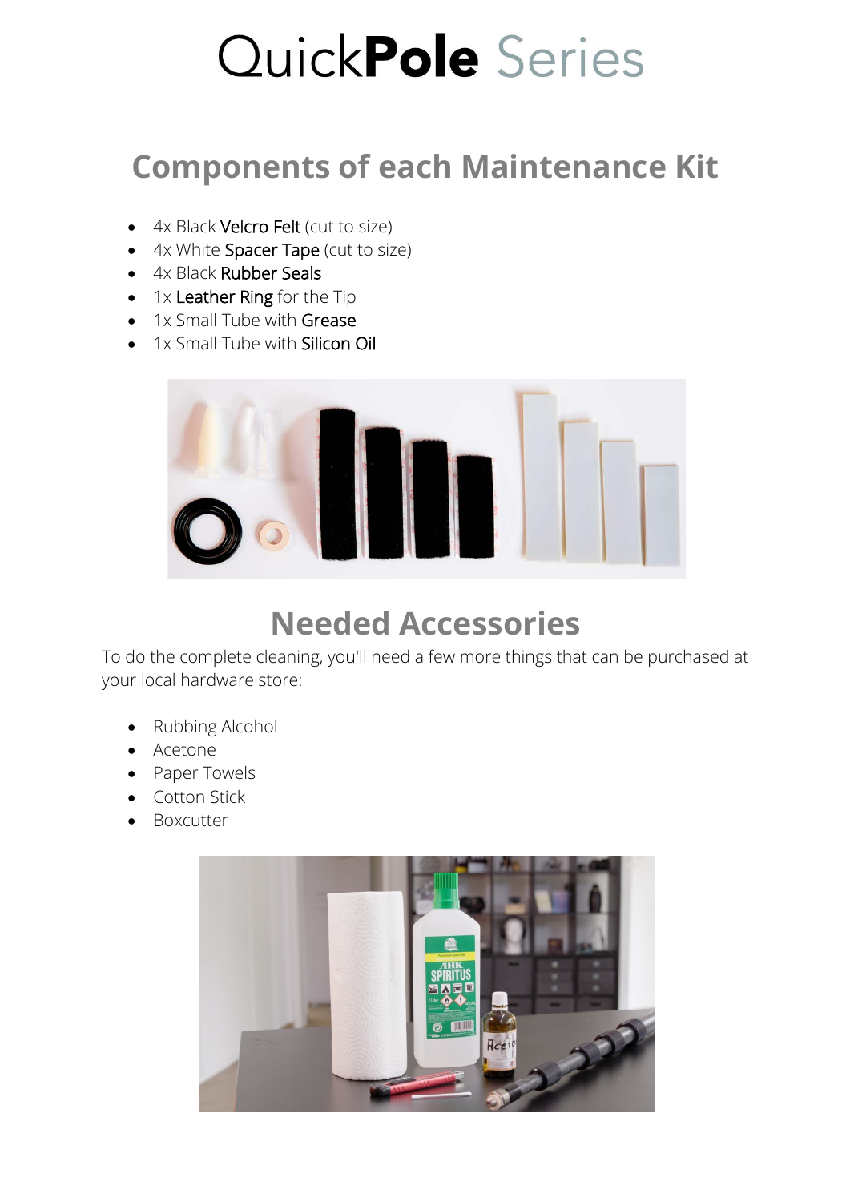# Quick**Pole** Series

## Components of each Maintenance Kit

- 4x Black Velcro Felt (cut to size)
- 4x White Spacer Tape (cut to size)
- 4x Black Rubber Seals
- 1x Leather Ring for the Tip
- 1x Small Tube with Grease
- 1x Small Tube with Silicon Oil

## Needed Accessories

To do the complete cleaning, you'll need a few more things that can be purchased at your local hardware store:

- Rubbing Alcohol
- Acetone
- Paper Towels
- Cotton Stick
- Boxcutter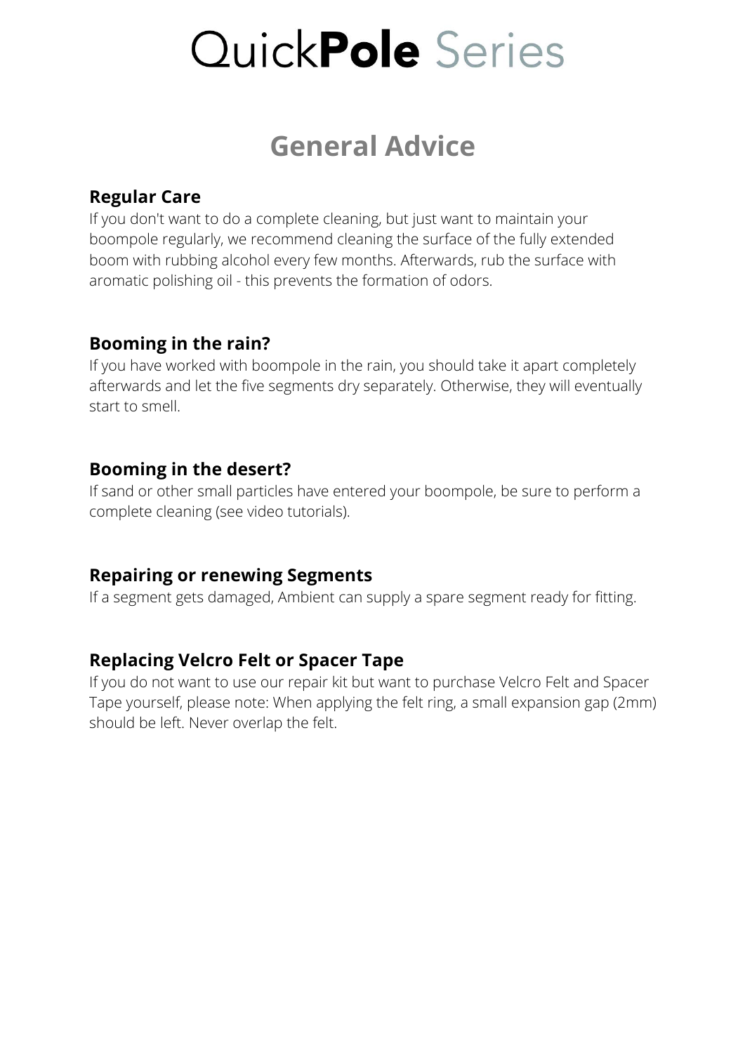# Quick**Pole** Series

## General Advice

### Regular Care

If you don't want to do a complete cleaning, but just want to maintain your boompole regularly, we recommend cleaning the surface of the fully extended boom with rubbing alcohol every few months. Afterwards, rub the surface with aromatic polishing oil - this prevents the formation of odors.

### Booming in the rain?

If you have worked with boompole in the rain, you should take it apart completely afterwards and let the five segments dry separately. Otherwise, they will eventually start to smell.

### Booming in the desert?

If sand or other small particles have entered your boompole, be sure to perform a complete cleaning (see video tutorials).

### Repairing or renewing Segments

If a segment gets damaged, Ambient can supply a spare segment ready for fitting.

### Replacing Velcro Felt or Spacer Tape

If you do not want to use our repair kit but want to purchase Velcro Felt and Spacer Tape yourself, please note: When applying the felt ring, a small expansion gap (2mm) should be left. Never overlap the felt.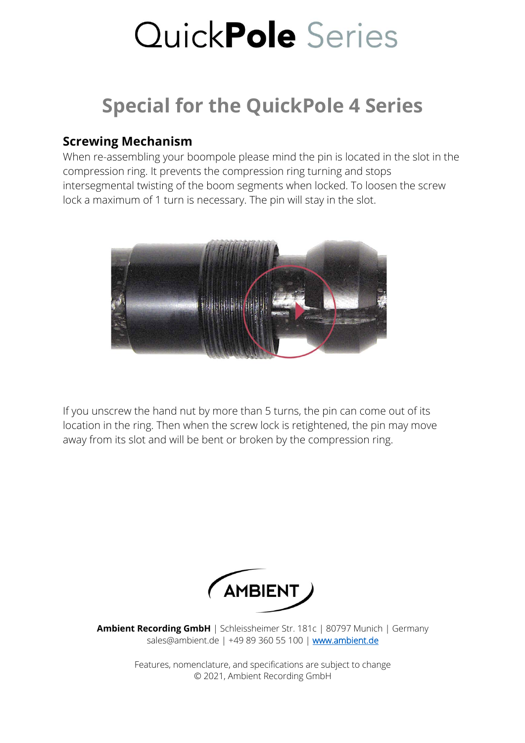# QuickPole Series

## Special for the QuickPole 4 Series

### Screwing Mechanism

When re-assembling your boompole please mind the pin is located in the slot in the compression ring. It prevents the compression ring turning and stops intersegmental twisting of the boom segments when locked. To loosen the screw lock a maximum of 1 turn is necessary. The pin will stay in the slot.

If you unscrew the hand nut by more than 5 turns, the pin can come out of its location in the ring. Then when the screw lock is retightened, the pin may move away from its slot and will be bent or broken by the compression ring.

AMBIENT

**Ambient Recording GmbH** | Schleissheimer Str. 181c | 80797 Munich | Germany
sales@ambient.de | +49 89 360 55 100 | www.ambient.de

Features, nomenclature, and specifications are subject to change
© 2021, Ambient Recording GmbH